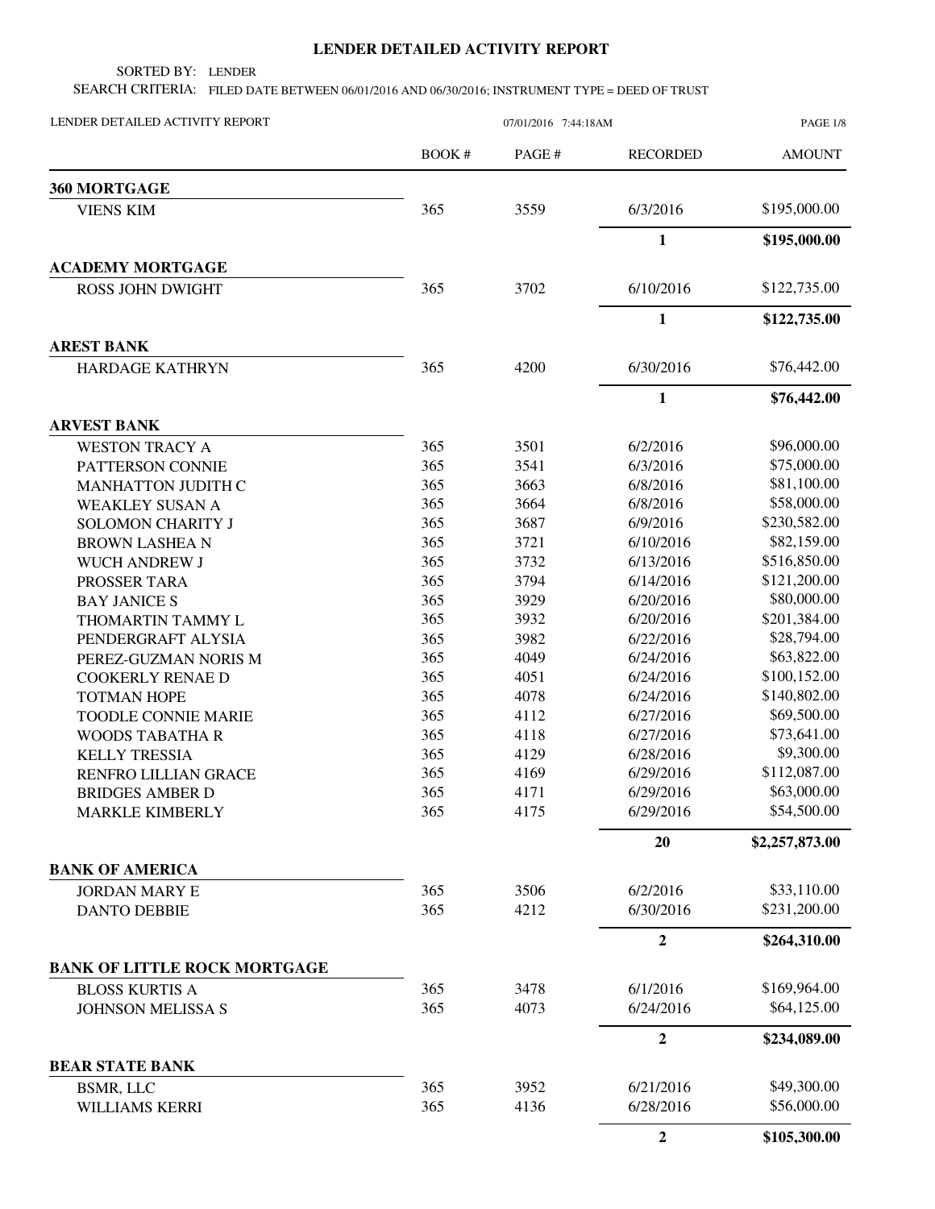# LENDER DETAILED ACTIVITY REPORT

SORTED BY: LENDER

SEARCH CRITERIA: FILED DATE BETWEEN 06/01/2016 AND 06/30/2016; INSTRUMENT TYPE = DEED OF TRUST

LENDER DETAILED ACTIVITY REPORT — 07/01/2016 7:44:18AM

| | BOOK # | PAGE # | RECORDED | AMOUNT |
|---|---|---|---|---|
| **360 MORTGAGE** | | | | |
| VIENS KIM | 365 | 3559 | 6/3/2016 | $195,000.00 |
| | | | **1** | **$195,000.00** |
| **ACADEMY MORTGAGE** | | | | |
| ROSS JOHN DWIGHT | 365 | 3702 | 6/10/2016 | $122,735.00 |
| | | | **1** | **$122,735.00** |
| **AREST BANK** | | | | |
| HARDAGE KATHRYN | 365 | 4200 | 6/30/2016 | $76,442.00 |
| | | | **1** | **$76,442.00** |
| **ARVEST BANK** | | | | |
| WESTON TRACY A | 365 | 3501 | 6/2/2016 | $96,000.00 |
| PATTERSON CONNIE | 365 | 3541 | 6/3/2016 | $75,000.00 |
| MANHATTON JUDITH C | 365 | 3663 | 6/8/2016 | $81,100.00 |
| WEAKLEY SUSAN A | 365 | 3664 | 6/8/2016 | $58,000.00 |
| SOLOMON CHARITY J | 365 | 3687 | 6/9/2016 | $230,582.00 |
| BROWN LASHEA N | 365 | 3721 | 6/10/2016 | $82,159.00 |
| WUCH ANDREW J | 365 | 3732 | 6/13/2016 | $516,850.00 |
| PROSSER TARA | 365 | 3794 | 6/14/2016 | $121,200.00 |
| BAY JANICE S | 365 | 3929 | 6/20/2016 | $80,000.00 |
| THOMARTIN TAMMY L | 365 | 3932 | 6/20/2016 | $201,384.00 |
| PENDERGRAFT ALYSIA | 365 | 3982 | 6/22/2016 | $28,794.00 |
| PEREZ-GUZMAN NORIS M | 365 | 4049 | 6/24/2016 | $63,822.00 |
| COOKERLY RENAE D | 365 | 4051 | 6/24/2016 | $100,152.00 |
| TOTMAN HOPE | 365 | 4078 | 6/24/2016 | $140,802.00 |
| TOODLE CONNIE MARIE | 365 | 4112 | 6/27/2016 | $69,500.00 |
| WOODS TABATHA R | 365 | 4118 | 6/27/2016 | $73,641.00 |
| KELLY TRESSIA | 365 | 4129 | 6/28/2016 | $9,300.00 |
| RENFRO LILLIAN GRACE | 365 | 4169 | 6/29/2016 | $112,087.00 |
| BRIDGES AMBER D | 365 | 4171 | 6/29/2016 | $63,000.00 |
| MARKLE KIMBERLY | 365 | 4175 | 6/29/2016 | $54,500.00 |
| | | | **20** | **$2,257,873.00** |
| **BANK OF AMERICA** | | | | |
| JORDAN MARY E | 365 | 3506 | 6/2/2016 | $33,110.00 |
| DANTO DEBBIE | 365 | 4212 | 6/30/2016 | $231,200.00 |
| | | | **2** | **$264,310.00** |
| **BANK OF LITTLE ROCK MORTGAGE** | | | | |
| BLOSS KURTIS A | 365 | 3478 | 6/1/2016 | $169,964.00 |
| JOHNSON MELISSA S | 365 | 4073 | 6/24/2016 | $64,125.00 |
| | | | **2** | **$234,089.00** |
| **BEAR STATE BANK** | | | | |
| BSMR, LLC | 365 | 3952 | 6/21/2016 | $49,300.00 |
| WILLIAMS KERRI | 365 | 4136 | 6/28/2016 | $56,000.00 |
| | | | **2** | **$105,300.00** |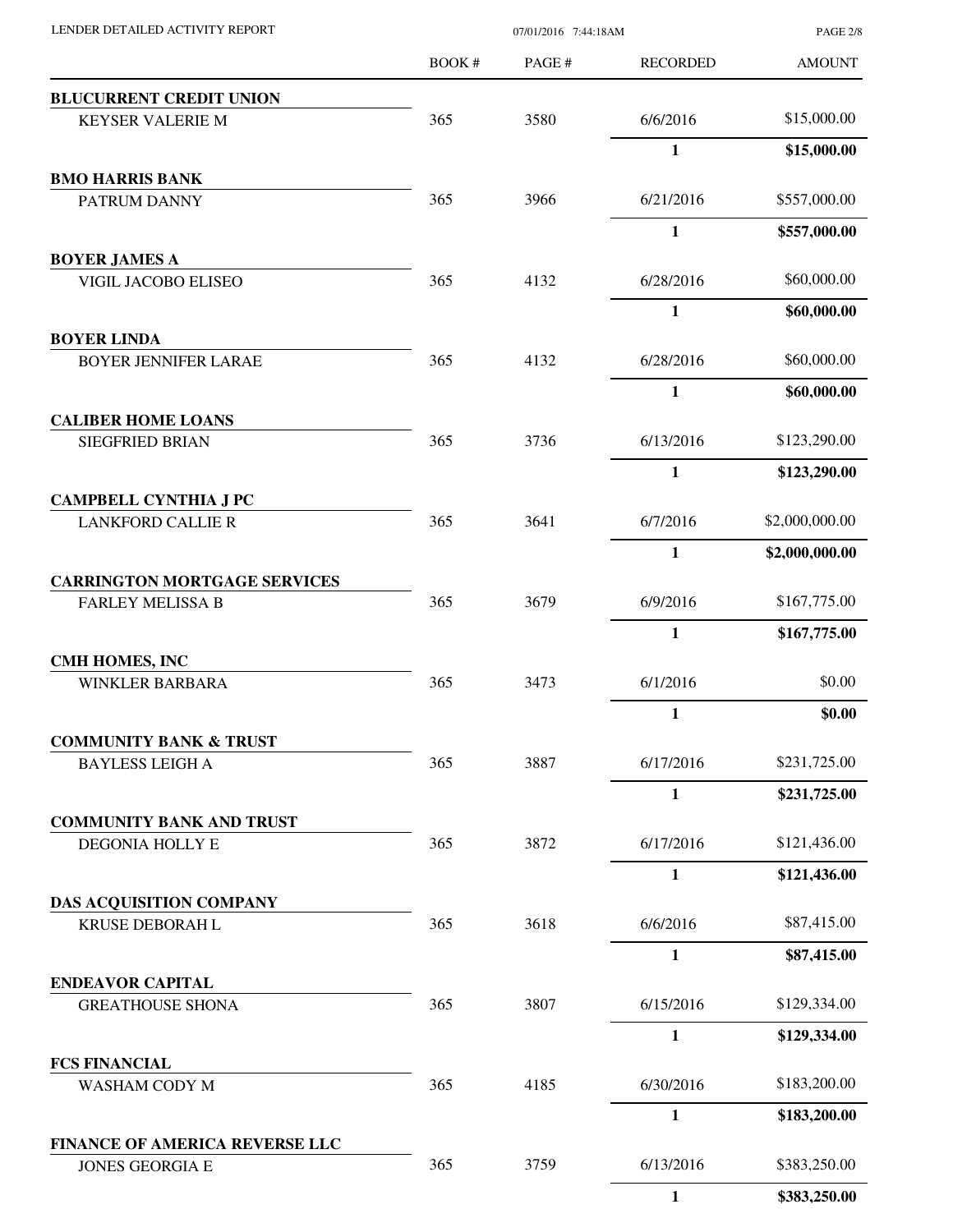| | BOOK # | PAGE # | RECORDED | AMOUNT |
|---|---|---|---|---|
| **BLUCURRENT CREDIT UNION** | | | | |
| KEYSER VALERIE M | 365 | 3580 | 6/6/2016 | $15,000.00 |
| | | | **1** | **$15,000.00** |
| **BMO HARRIS BANK** | | | | |
| PATRUM DANNY | 365 | 3966 | 6/21/2016 | $557,000.00 |
| | | | **1** | **$557,000.00** |
| **BOYER JAMES A** | | | | |
| VIGIL JACOBO ELISEO | 365 | 4132 | 6/28/2016 | $60,000.00 |
| | | | **1** | **$60,000.00** |
| **BOYER LINDA** | | | | |
| BOYER JENNIFER LARAE | 365 | 4132 | 6/28/2016 | $60,000.00 |
| | | | **1** | **$60,000.00** |
| **CALIBER HOME LOANS** | | | | |
| SIEGFRIED BRIAN | 365 | 3736 | 6/13/2016 | $123,290.00 |
| | | | **1** | **$123,290.00** |
| **CAMPBELL CYNTHIA J PC** | | | | |
| LANKFORD CALLIE R | 365 | 3641 | 6/7/2016 | $2,000,000.00 |
| | | | **1** | **$2,000,000.00** |
| **CARRINGTON MORTGAGE SERVICES** | | | | |
| FARLEY MELISSA B | 365 | 3679 | 6/9/2016 | $167,775.00 |
| | | | **1** | **$167,775.00** |
| **CMH HOMES, INC** | | | | |
| WINKLER BARBARA | 365 | 3473 | 6/1/2016 | $0.00 |
| | | | **1** | **$0.00** |
| **COMMUNITY BANK & TRUST** | | | | |
| BAYLESS LEIGH A | 365 | 3887 | 6/17/2016 | $231,725.00 |
| | | | **1** | **$231,725.00** |
| **COMMUNITY BANK AND TRUST** | | | | |
| DEGONIA HOLLY E | 365 | 3872 | 6/17/2016 | $121,436.00 |
| | | | **1** | **$121,436.00** |
| **DAS ACQUISITION COMPANY** | | | | |
| KRUSE DEBORAH L | 365 | 3618 | 6/6/2016 | $87,415.00 |
| | | | **1** | **$87,415.00** |
| **ENDEAVOR CAPITAL** | | | | |
| GREATHOUSE SHONA | 365 | 3807 | 6/15/2016 | $129,334.00 |
| | | | **1** | **$129,334.00** |
| **FCS FINANCIAL** | | | | |
| WASHAM CODY M | 365 | 4185 | 6/30/2016 | $183,200.00 |
| | | | **1** | **$183,200.00** |
| **FINANCE OF AMERICA REVERSE LLC** | | | | |
| JONES GEORGIA E | 365 | 3759 | 6/13/2016 | $383,250.00 |
| | | | **1** | **$383,250.00** |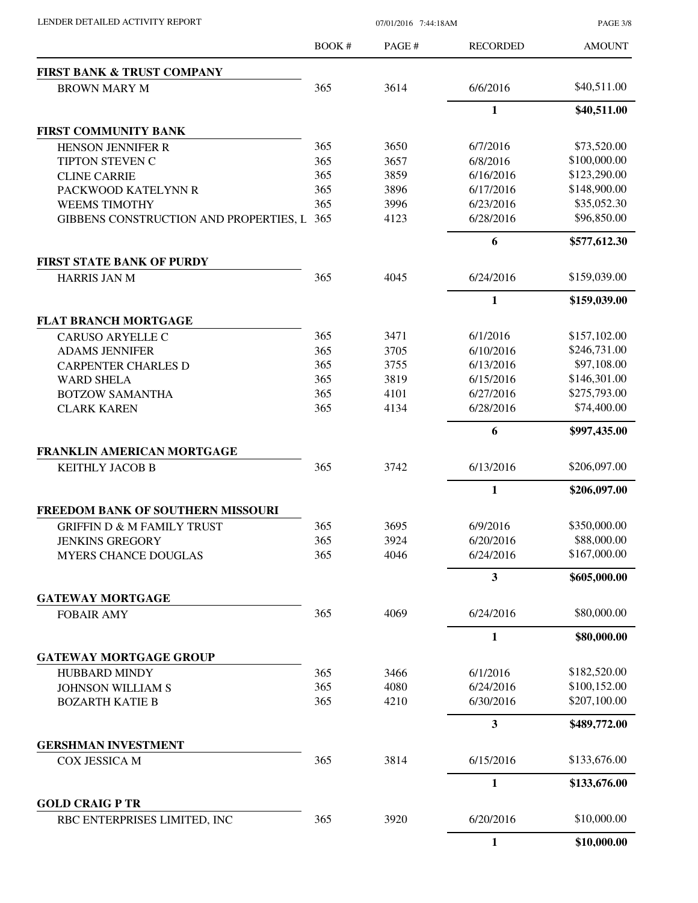| | BOOK # | PAGE # | RECORDED | AMOUNT |
|---|---|---|---|---|
| **FIRST BANK & TRUST COMPANY** | | | | |
| BROWN MARY M | 365 | 3614 | 6/6/2016 | $40,511.00 |
| | | | **1** | **$40,511.00** |
| **FIRST COMMUNITY BANK** | | | | |
| HENSON JENNIFER R | 365 | 3650 | 6/7/2016 | $73,520.00 |
| TIPTON STEVEN C | 365 | 3657 | 6/8/2016 | $100,000.00 |
| CLINE CARRIE | 365 | 3859 | 6/16/2016 | $123,290.00 |
| PACKWOOD KATELYNN R | 365 | 3896 | 6/17/2016 | $148,900.00 |
| WEEMS TIMOTHY | 365 | 3996 | 6/23/2016 | $35,052.30 |
| GIBBENS CONSTRUCTION AND PROPERTIES, L | 365 | 4123 | 6/28/2016 | $96,850.00 |
| | | | **6** | **$577,612.30** |
| **FIRST STATE BANK OF PURDY** | | | | |
| HARRIS JAN M | 365 | 4045 | 6/24/2016 | $159,039.00 |
| | | | **1** | **$159,039.00** |
| **FLAT BRANCH MORTGAGE** | | | | |
| CARUSO ARYELLE C | 365 | 3471 | 6/1/2016 | $157,102.00 |
| ADAMS JENNIFER | 365 | 3705 | 6/10/2016 | $246,731.00 |
| CARPENTER CHARLES D | 365 | 3755 | 6/13/2016 | $97,108.00 |
| WARD SHELA | 365 | 3819 | 6/15/2016 | $146,301.00 |
| BOTZOW SAMANTHA | 365 | 4101 | 6/27/2016 | $275,793.00 |
| CLARK KAREN | 365 | 4134 | 6/28/2016 | $74,400.00 |
| | | | **6** | **$997,435.00** |
| **FRANKLIN AMERICAN MORTGAGE** | | | | |
| KEITHLY JACOB B | 365 | 3742 | 6/13/2016 | $206,097.00 |
| | | | **1** | **$206,097.00** |
| **FREEDOM BANK OF SOUTHERN MISSOURI** | | | | |
| GRIFFIN D & M FAMILY TRUST | 365 | 3695 | 6/9/2016 | $350,000.00 |
| JENKINS GREGORY | 365 | 3924 | 6/20/2016 | $88,000.00 |
| MYERS CHANCE DOUGLAS | 365 | 4046 | 6/24/2016 | $167,000.00 |
| | | | **3** | **$605,000.00** |
| **GATEWAY MORTGAGE** | | | | |
| FOBAIR AMY | 365 | 4069 | 6/24/2016 | $80,000.00 |
| | | | **1** | **$80,000.00** |
| **GATEWAY MORTGAGE GROUP** | | | | |
| HUBBARD MINDY | 365 | 3466 | 6/1/2016 | $182,520.00 |
| JOHNSON WILLIAM S | 365 | 4080 | 6/24/2016 | $100,152.00 |
| BOZARTH KATIE B | 365 | 4210 | 6/30/2016 | $207,100.00 |
| | | | **3** | **$489,772.00** |
| **GERSHMAN INVESTMENT** | | | | |
| COX JESSICA M | 365 | 3814 | 6/15/2016 | $133,676.00 |
| | | | **1** | **$133,676.00** |
| **GOLD CRAIG P TR** | | | | |
| RBC ENTERPRISES LIMITED, INC | 365 | 3920 | 6/20/2016 | $10,000.00 |
| | | | **1** | **$10,000.00** |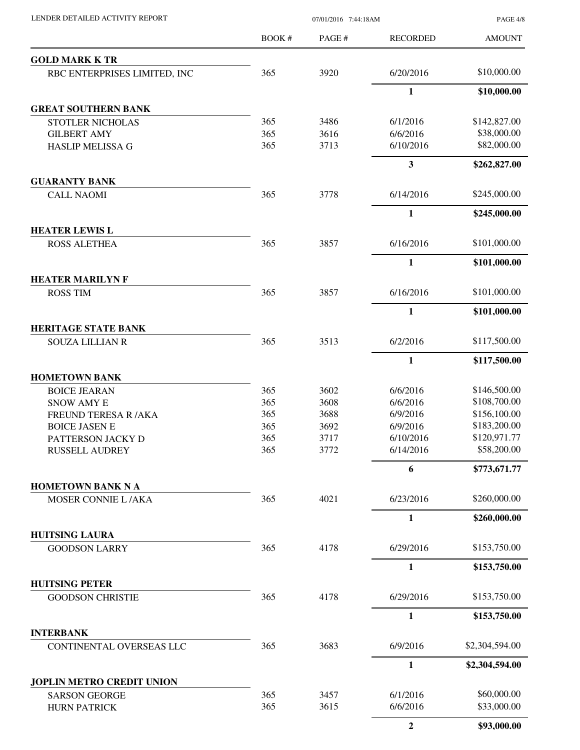| | BOOK # | PAGE # | RECORDED | AMOUNT |
|---|---|---|---|---|
| **GOLD MARK K TR** | | | | |
| RBC ENTERPRISES LIMITED, INC | 365 | 3920 | 6/20/2016 | $10,000.00 |
| | | | **1** | **$10,000.00** |
| **GREAT SOUTHERN BANK** | | | | |
| STOTLER NICHOLAS | 365 | 3486 | 6/1/2016 | $142,827.00 |
| GILBERT AMY | 365 | 3616 | 6/6/2016 | $38,000.00 |
| HASLIP MELISSA G | 365 | 3713 | 6/10/2016 | $82,000.00 |
| | | | **3** | **$262,827.00** |
| **GUARANTY BANK** | | | | |
| CALL NAOMI | 365 | 3778 | 6/14/2016 | $245,000.00 |
| | | | **1** | **$245,000.00** |
| **HEATER LEWIS L** | | | | |
| ROSS ALETHEA | 365 | 3857 | 6/16/2016 | $101,000.00 |
| | | | **1** | **$101,000.00** |
| **HEATER MARILYN F** | | | | |
| ROSS TIM | 365 | 3857 | 6/16/2016 | $101,000.00 |
| | | | **1** | **$101,000.00** |
| **HERITAGE STATE BANK** | | | | |
| SOUZA LILLIAN R | 365 | 3513 | 6/2/2016 | $117,500.00 |
| | | | **1** | **$117,500.00** |
| **HOMETOWN BANK** | | | | |
| BOICE JEARAN | 365 | 3602 | 6/6/2016 | $146,500.00 |
| SNOW AMY E | 365 | 3608 | 6/6/2016 | $108,700.00 |
| FREUND TERESA R /AKA | 365 | 3688 | 6/9/2016 | $156,100.00 |
| BOICE JASEN E | 365 | 3692 | 6/9/2016 | $183,200.00 |
| PATTERSON JACKY D | 365 | 3717 | 6/10/2016 | $120,971.77 |
| RUSSELL AUDREY | 365 | 3772 | 6/14/2016 | $58,200.00 |
| | | | **6** | **$773,671.77** |
| **HOMETOWN BANK N A** | | | | |
| MOSER CONNIE L /AKA | 365 | 4021 | 6/23/2016 | $260,000.00 |
| | | | **1** | **$260,000.00** |
| **HUITSING LAURA** | | | | |
| GOODSON LARRY | 365 | 4178 | 6/29/2016 | $153,750.00 |
| | | | **1** | **$153,750.00** |
| **HUITSING PETER** | | | | |
| GOODSON CHRISTIE | 365 | 4178 | 6/29/2016 | $153,750.00 |
| | | | **1** | **$153,750.00** |
| **INTERBANK** | | | | |
| CONTINENTAL OVERSEAS LLC | 365 | 3683 | 6/9/2016 | $2,304,594.00 |
| | | | **1** | **$2,304,594.00** |
| **JOPLIN METRO CREDIT UNION** | | | | |
| SARSON GEORGE | 365 | 3457 | 6/1/2016 | $60,000.00 |
| HURN PATRICK | 365 | 3615 | 6/6/2016 | $33,000.00 |
| | | | **2** | **$93,000.00** |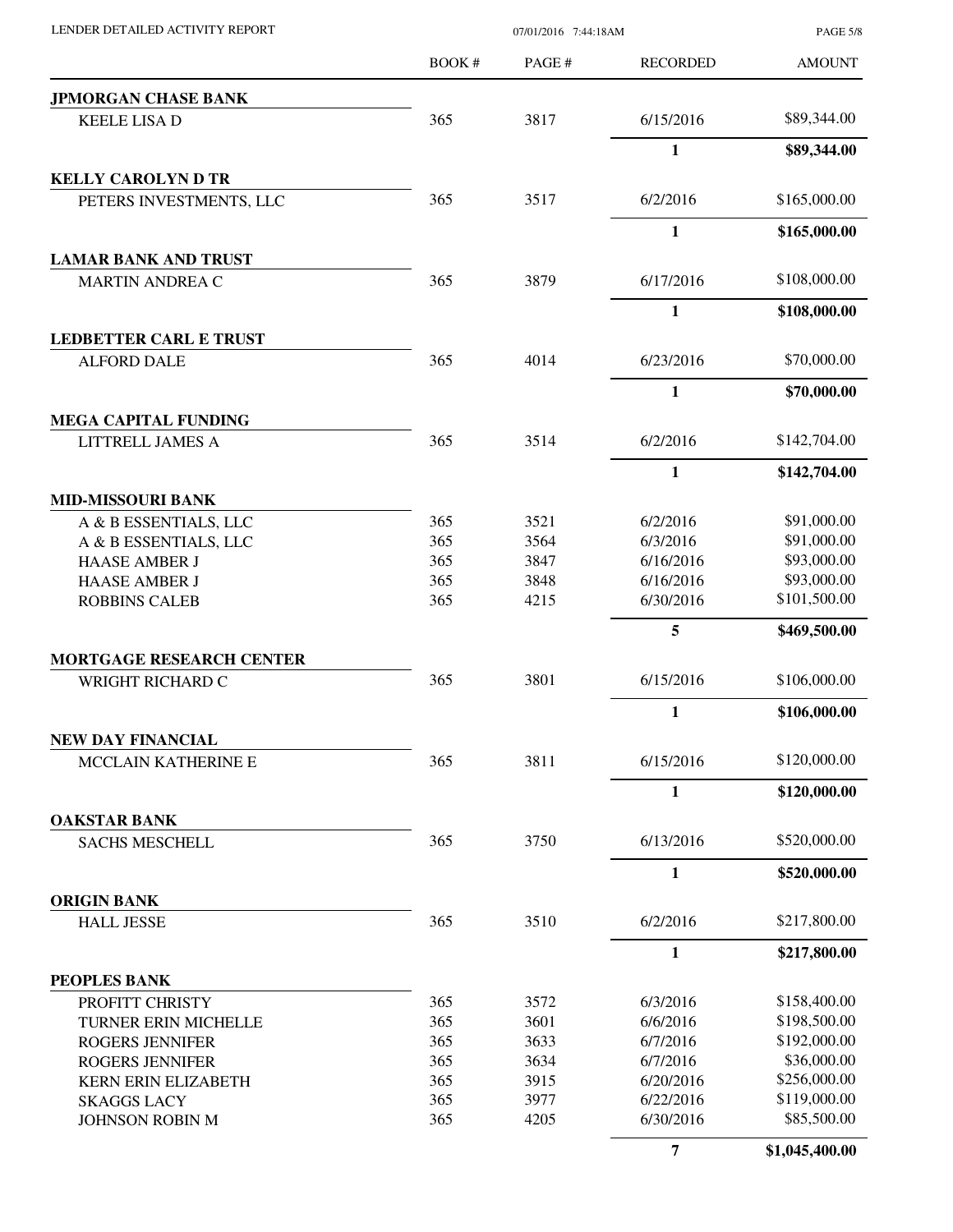| | BOOK # | PAGE # | RECORDED | AMOUNT |
|---|---|---|---|---|
| **JPMORGAN CHASE BANK** | | | | |
| KEELE LISA D | 365 | 3817 | 6/15/2016 | $89,344.00 |
| | | | **1** | **$89,344.00** |
| **KELLY CAROLYN D TR** | | | | |
| PETERS INVESTMENTS, LLC | 365 | 3517 | 6/2/2016 | $165,000.00 |
| | | | **1** | **$165,000.00** |
| **LAMAR BANK AND TRUST** | | | | |
| MARTIN ANDREA C | 365 | 3879 | 6/17/2016 | $108,000.00 |
| | | | **1** | **$108,000.00** |
| **LEDBETTER CARL E TRUST** | | | | |
| ALFORD DALE | 365 | 4014 | 6/23/2016 | $70,000.00 |
| | | | **1** | **$70,000.00** |
| **MEGA CAPITAL FUNDING** | | | | |
| LITTRELL JAMES A | 365 | 3514 | 6/2/2016 | $142,704.00 |
| | | | **1** | **$142,704.00** |
| **MID-MISSOURI BANK** | | | | |
| A & B ESSENTIALS, LLC | 365 | 3521 | 6/2/2016 | $91,000.00 |
| A & B ESSENTIALS, LLC | 365 | 3564 | 6/3/2016 | $91,000.00 |
| HAASE AMBER J | 365 | 3847 | 6/16/2016 | $93,000.00 |
| HAASE AMBER J | 365 | 3848 | 6/16/2016 | $93,000.00 |
| ROBBINS CALEB | 365 | 4215 | 6/30/2016 | $101,500.00 |
| | | | **5** | **$469,500.00** |
| **MORTGAGE RESEARCH CENTER** | | | | |
| WRIGHT RICHARD C | 365 | 3801 | 6/15/2016 | $106,000.00 |
| | | | **1** | **$106,000.00** |
| **NEW DAY FINANCIAL** | | | | |
| MCCLAIN KATHERINE E | 365 | 3811 | 6/15/2016 | $120,000.00 |
| | | | **1** | **$120,000.00** |
| **OAKSTAR BANK** | | | | |
| SACHS MESCHELL | 365 | 3750 | 6/13/2016 | $520,000.00 |
| | | | **1** | **$520,000.00** |
| **ORIGIN BANK** | | | | |
| HALL JESSE | 365 | 3510 | 6/2/2016 | $217,800.00 |
| | | | **1** | **$217,800.00** |
| **PEOPLES BANK** | | | | |
| PROFITT CHRISTY | 365 | 3572 | 6/3/2016 | $158,400.00 |
| TURNER ERIN MICHELLE | 365 | 3601 | 6/6/2016 | $198,500.00 |
| ROGERS JENNIFER | 365 | 3633 | 6/7/2016 | $192,000.00 |
| ROGERS JENNIFER | 365 | 3634 | 6/7/2016 | $36,000.00 |
| KERN ERIN ELIZABETH | 365 | 3915 | 6/20/2016 | $256,000.00 |
| SKAGGS LACY | 365 | 3977 | 6/22/2016 | $119,000.00 |
| JOHNSON ROBIN M | 365 | 4205 | 6/30/2016 | $85,500.00 |
| | | | **7** | **$1,045,400.00** |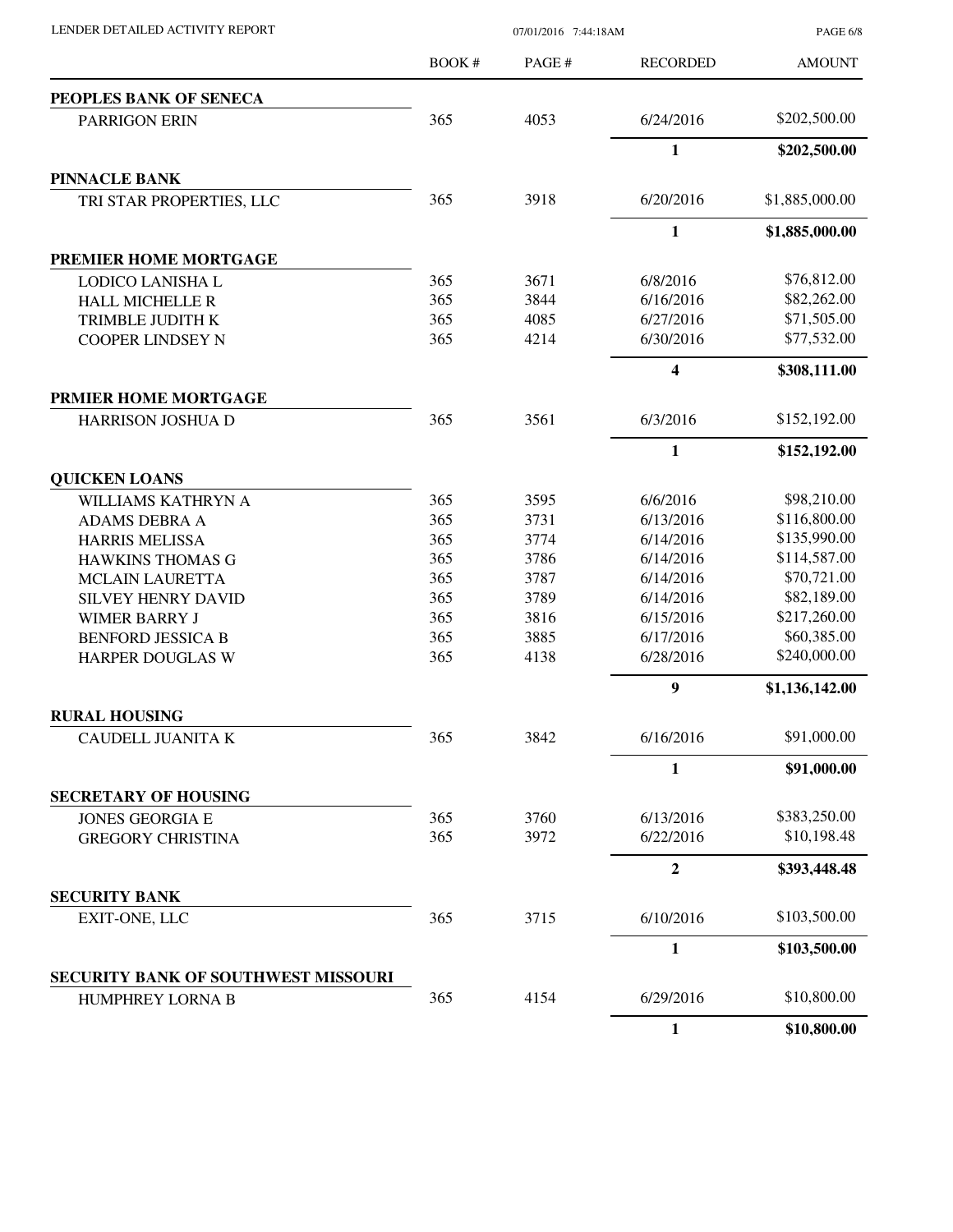| | BOOK # | PAGE # | RECORDED | AMOUNT |
|---|---|---|---|---|
| **PEOPLES BANK OF SENECA** | | | | |
| PARRIGON ERIN | 365 | 4053 | 6/24/2016 | $202,500.00 |
| | | | **1** | **$202,500.00** |
| **PINNACLE BANK** | | | | |
| TRI STAR PROPERTIES, LLC | 365 | 3918 | 6/20/2016 | $1,885,000.00 |
| | | | **1** | **$1,885,000.00** |
| **PREMIER HOME MORTGAGE** | | | | |
| LODICO LANISHA L | 365 | 3671 | 6/8/2016 | $76,812.00 |
| HALL MICHELLE R | 365 | 3844 | 6/16/2016 | $82,262.00 |
| TRIMBLE JUDITH K | 365 | 4085 | 6/27/2016 | $71,505.00 |
| COOPER LINDSEY N | 365 | 4214 | 6/30/2016 | $77,532.00 |
| | | | **4** | **$308,111.00** |
| **PRMIER HOME MORTGAGE** | | | | |
| HARRISON JOSHUA D | 365 | 3561 | 6/3/2016 | $152,192.00 |
| | | | **1** | **$152,192.00** |
| **QUICKEN LOANS** | | | | |
| WILLIAMS KATHRYN A | 365 | 3595 | 6/6/2016 | $98,210.00 |
| ADAMS DEBRA A | 365 | 3731 | 6/13/2016 | $116,800.00 |
| HARRIS MELISSA | 365 | 3774 | 6/14/2016 | $135,990.00 |
| HAWKINS THOMAS G | 365 | 3786 | 6/14/2016 | $114,587.00 |
| MCLAIN LAURETTA | 365 | 3787 | 6/14/2016 | $70,721.00 |
| SILVEY HENRY DAVID | 365 | 3789 | 6/14/2016 | $82,189.00 |
| WIMER BARRY J | 365 | 3816 | 6/15/2016 | $217,260.00 |
| BENFORD JESSICA B | 365 | 3885 | 6/17/2016 | $60,385.00 |
| HARPER DOUGLAS W | 365 | 4138 | 6/28/2016 | $240,000.00 |
| | | | **9** | **$1,136,142.00** |
| **RURAL HOUSING** | | | | |
| CAUDELL JUANITA K | 365 | 3842 | 6/16/2016 | $91,000.00 |
| | | | **1** | **$91,000.00** |
| **SECRETARY OF HOUSING** | | | | |
| JONES GEORGIA E | 365 | 3760 | 6/13/2016 | $383,250.00 |
| GREGORY CHRISTINA | 365 | 3972 | 6/22/2016 | $10,198.48 |
| | | | **2** | **$393,448.48** |
| **SECURITY BANK** | | | | |
| EXIT-ONE, LLC | 365 | 3715 | 6/10/2016 | $103,500.00 |
| | | | **1** | **$103,500.00** |
| **SECURITY BANK OF SOUTHWEST MISSOURI** | | | | |
| HUMPHREY LORNA B | 365 | 4154 | 6/29/2016 | $10,800.00 |
| | | | **1** | **$10,800.00** |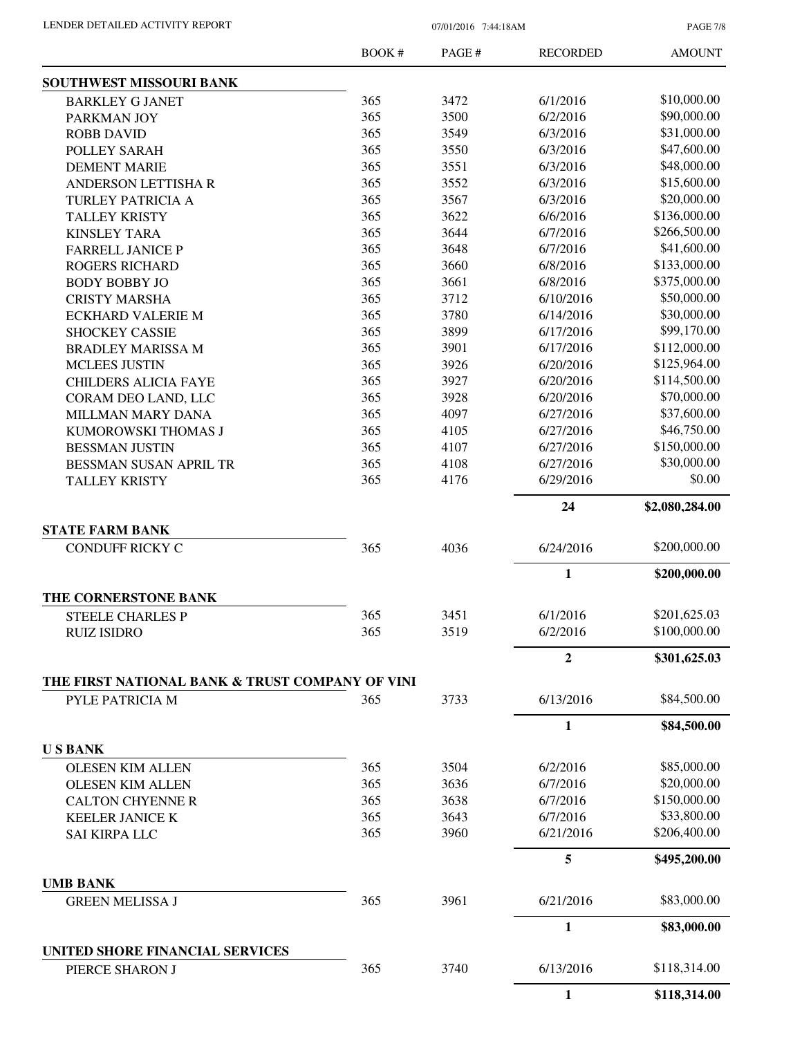| | BOOK # | PAGE # | RECORDED | AMOUNT |
|---|---|---|---|---|
| **SOUTHWEST MISSOURI BANK** | | | | |
| BARKLEY G JANET | 365 | 3472 | 6/1/2016 | $10,000.00 |
| PARKMAN JOY | 365 | 3500 | 6/2/2016 | $90,000.00 |
| ROBB DAVID | 365 | 3549 | 6/3/2016 | $31,000.00 |
| POLLEY SARAH | 365 | 3550 | 6/3/2016 | $47,600.00 |
| DEMENT MARIE | 365 | 3551 | 6/3/2016 | $48,000.00 |
| ANDERSON LETTISHA R | 365 | 3552 | 6/3/2016 | $15,600.00 |
| TURLEY PATRICIA A | 365 | 3567 | 6/3/2016 | $20,000.00 |
| TALLEY KRISTY | 365 | 3622 | 6/6/2016 | $136,000.00 |
| KINSLEY TARA | 365 | 3644 | 6/7/2016 | $266,500.00 |
| FARRELL JANICE P | 365 | 3648 | 6/7/2016 | $41,600.00 |
| ROGERS RICHARD | 365 | 3660 | 6/8/2016 | $133,000.00 |
| BODY BOBBY JO | 365 | 3661 | 6/8/2016 | $375,000.00 |
| CRISTY MARSHA | 365 | 3712 | 6/10/2016 | $50,000.00 |
| ECKHARD VALERIE M | 365 | 3780 | 6/14/2016 | $30,000.00 |
| SHOCKEY CASSIE | 365 | 3899 | 6/17/2016 | $99,170.00 |
| BRADLEY MARISSA M | 365 | 3901 | 6/17/2016 | $112,000.00 |
| MCLEES JUSTIN | 365 | 3926 | 6/20/2016 | $125,964.00 |
| CHILDERS ALICIA FAYE | 365 | 3927 | 6/20/2016 | $114,500.00 |
| CORAM DEO LAND, LLC | 365 | 3928 | 6/20/2016 | $70,000.00 |
| MILLMAN MARY DANA | 365 | 4097 | 6/27/2016 | $37,600.00 |
| KUMOROWSKI THOMAS J | 365 | 4105 | 6/27/2016 | $46,750.00 |
| BESSMAN JUSTIN | 365 | 4107 | 6/27/2016 | $150,000.00 |
| BESSMAN SUSAN APRIL TR | 365 | 4108 | 6/27/2016 | $30,000.00 |
| TALLEY KRISTY | 365 | 4176 | 6/29/2016 | $0.00 |
| | | | **24** | **$2,080,284.00** |
| **STATE FARM BANK** | | | | |
| CONDUFF RICKY C | 365 | 4036 | 6/24/2016 | $200,000.00 |
| | | | **1** | **$200,000.00** |
| **THE CORNERSTONE BANK** | | | | |
| STEELE CHARLES P | 365 | 3451 | 6/1/2016 | $201,625.03 |
| RUIZ ISIDRO | 365 | 3519 | 6/2/2016 | $100,000.00 |
| | | | **2** | **$301,625.03** |
| **THE FIRST NATIONAL BANK & TRUST COMPANY OF VINI** | | | | |
| PYLE PATRICIA M | 365 | 3733 | 6/13/2016 | $84,500.00 |
| | | | **1** | **$84,500.00** |
| **U S BANK** | | | | |
| OLESEN KIM ALLEN | 365 | 3504 | 6/2/2016 | $85,000.00 |
| OLESEN KIM ALLEN | 365 | 3636 | 6/7/2016 | $20,000.00 |
| CALTON CHYENNE R | 365 | 3638 | 6/7/2016 | $150,000.00 |
| KEELER JANICE K | 365 | 3643 | 6/7/2016 | $33,800.00 |
| SAI KIRPA LLC | 365 | 3960 | 6/21/2016 | $206,400.00 |
| | | | **5** | **$495,200.00** |
| **UMB BANK** | | | | |
| GREEN MELISSA J | 365 | 3961 | 6/21/2016 | $83,000.00 |
| | | | **1** | **$83,000.00** |
| **UNITED SHORE FINANCIAL SERVICES** | | | | |
| PIERCE SHARON J | 365 | 3740 | 6/13/2016 | $118,314.00 |
| | | | **1** | **$118,314.00** |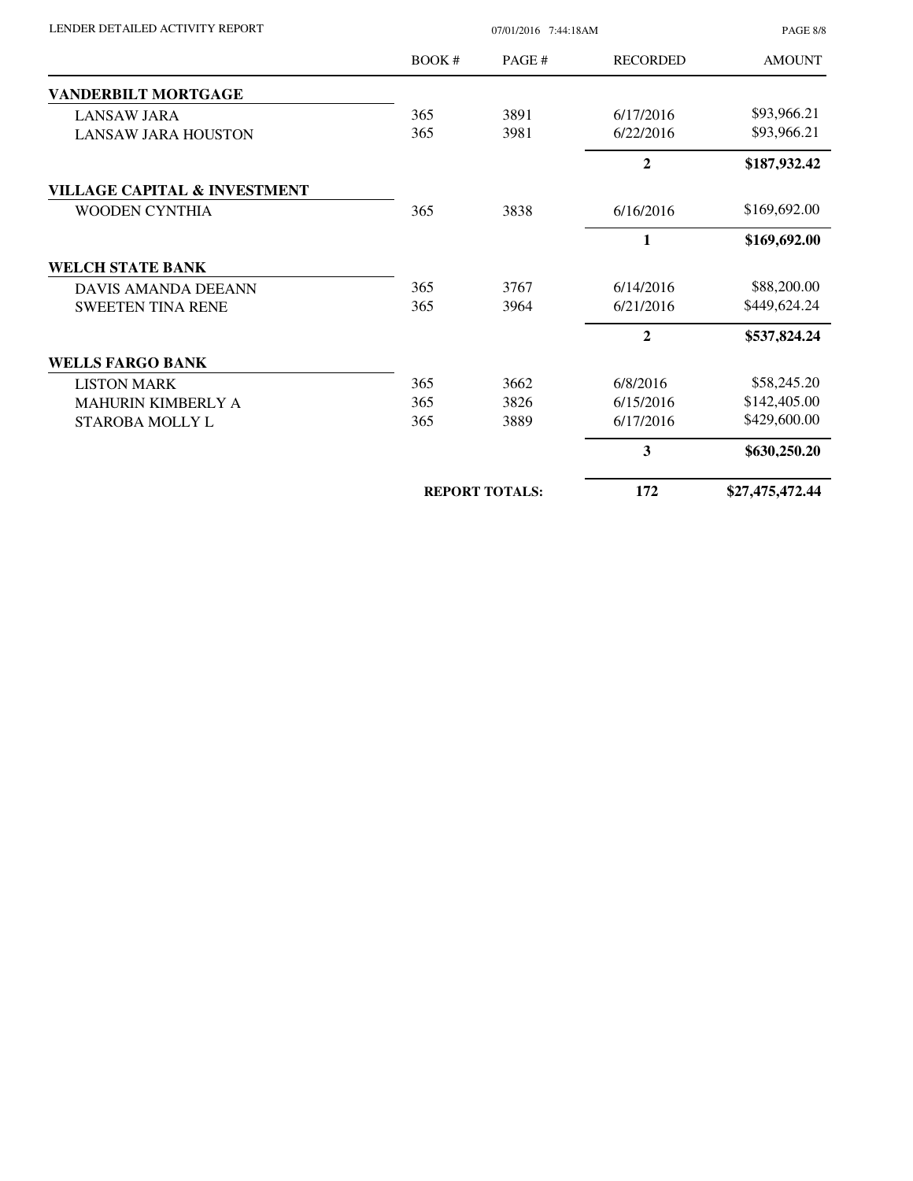| | BOOK # | PAGE # | RECORDED | AMOUNT |
|---|---|---|---|---|
| **VANDERBILT MORTGAGE** | | | | |
| LANSAW JARA | 365 | 3891 | 6/17/2016 | $93,966.21 |
| LANSAW JARA HOUSTON | 365 | 3981 | 6/22/2016 | $93,966.21 |
| | | | **2** | **$187,932.42** |
| **VILLAGE CAPITAL & INVESTMENT** | | | | |
| WOODEN CYNTHIA | 365 | 3838 | 6/16/2016 | $169,692.00 |
| | | | **1** | **$169,692.00** |
| **WELCH STATE BANK** | | | | |
| DAVIS AMANDA DEEANN | 365 | 3767 | 6/14/2016 | $88,200.00 |
| SWEETEN TINA RENE | 365 | 3964 | 6/21/2016 | $449,624.24 |
| | | | **2** | **$537,824.24** |
| **WELLS FARGO BANK** | | | | |
| LISTON MARK | 365 | 3662 | 6/8/2016 | $58,245.20 |
| MAHURIN KIMBERLY A | 365 | 3826 | 6/15/2016 | $142,405.00 |
| STAROBA MOLLY L | 365 | 3889 | 6/17/2016 | $429,600.00 |
| | | | **3** | **$630,250.20** |
| | **REPORT TOTALS:** | | **172** | **$27,475,472.44** |